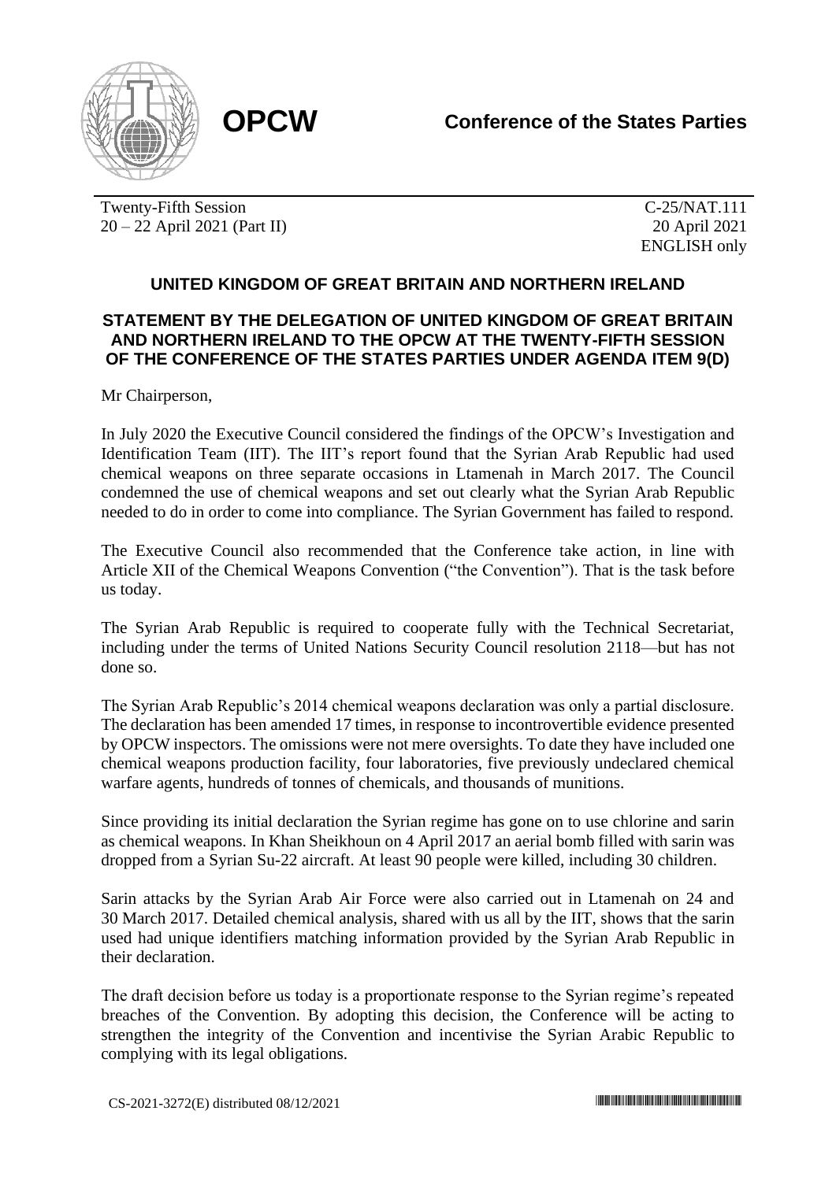**OPCW** — **Conference of the States Parties**

Twenty-Fifth Session
20 – 22 April 2021 (Part II)

C-25/NAT.111
20 April 2021
ENGLISH only

## UNITED KINGDOM OF GREAT BRITAIN AND NORTHERN IRELAND

### STATEMENT BY THE DELEGATION OF UNITED KINGDOM OF GREAT BRITAIN AND NORTHERN IRELAND TO THE OPCW AT THE TWENTY-FIFTH SESSION OF THE CONFERENCE OF THE STATES PARTIES UNDER AGENDA ITEM 9(D)

Mr Chairperson,

In July 2020 the Executive Council considered the findings of the OPCW's Investigation and Identification Team (IIT). The IIT's report found that the Syrian Arab Republic had used chemical weapons on three separate occasions in Ltamenah in March 2017. The Council condemned the use of chemical weapons and set out clearly what the Syrian Arab Republic needed to do in order to come into compliance. The Syrian Government has failed to respond.

The Executive Council also recommended that the Conference take action, in line with Article XII of the Chemical Weapons Convention ("the Convention"). That is the task before us today.

The Syrian Arab Republic is required to cooperate fully with the Technical Secretariat, including under the terms of United Nations Security Council resolution 2118—but has not done so.

The Syrian Arab Republic's 2014 chemical weapons declaration was only a partial disclosure. The declaration has been amended 17 times, in response to incontrovertible evidence presented by OPCW inspectors. The omissions were not mere oversights. To date they have included one chemical weapons production facility, four laboratories, five previously undeclared chemical warfare agents, hundreds of tonnes of chemicals, and thousands of munitions.

Since providing its initial declaration the Syrian regime has gone on to use chlorine and sarin as chemical weapons. In Khan Sheikhoun on 4 April 2017 an aerial bomb filled with sarin was dropped from a Syrian Su-22 aircraft. At least 90 people were killed, including 30 children.

Sarin attacks by the Syrian Arab Air Force were also carried out in Ltamenah on 24 and 30 March 2017. Detailed chemical analysis, shared with us all by the IIT, shows that the sarin used had unique identifiers matching information provided by the Syrian Arab Republic in their declaration.

The draft decision before us today is a proportionate response to the Syrian regime's repeated breaches of the Convention. By adopting this decision, the Conference will be acting to strengthen the integrity of the Convention and incentivise the Syrian Arabic Republic to complying with its legal obligations.

CS-2021-3272(E) distributed 08/12/2021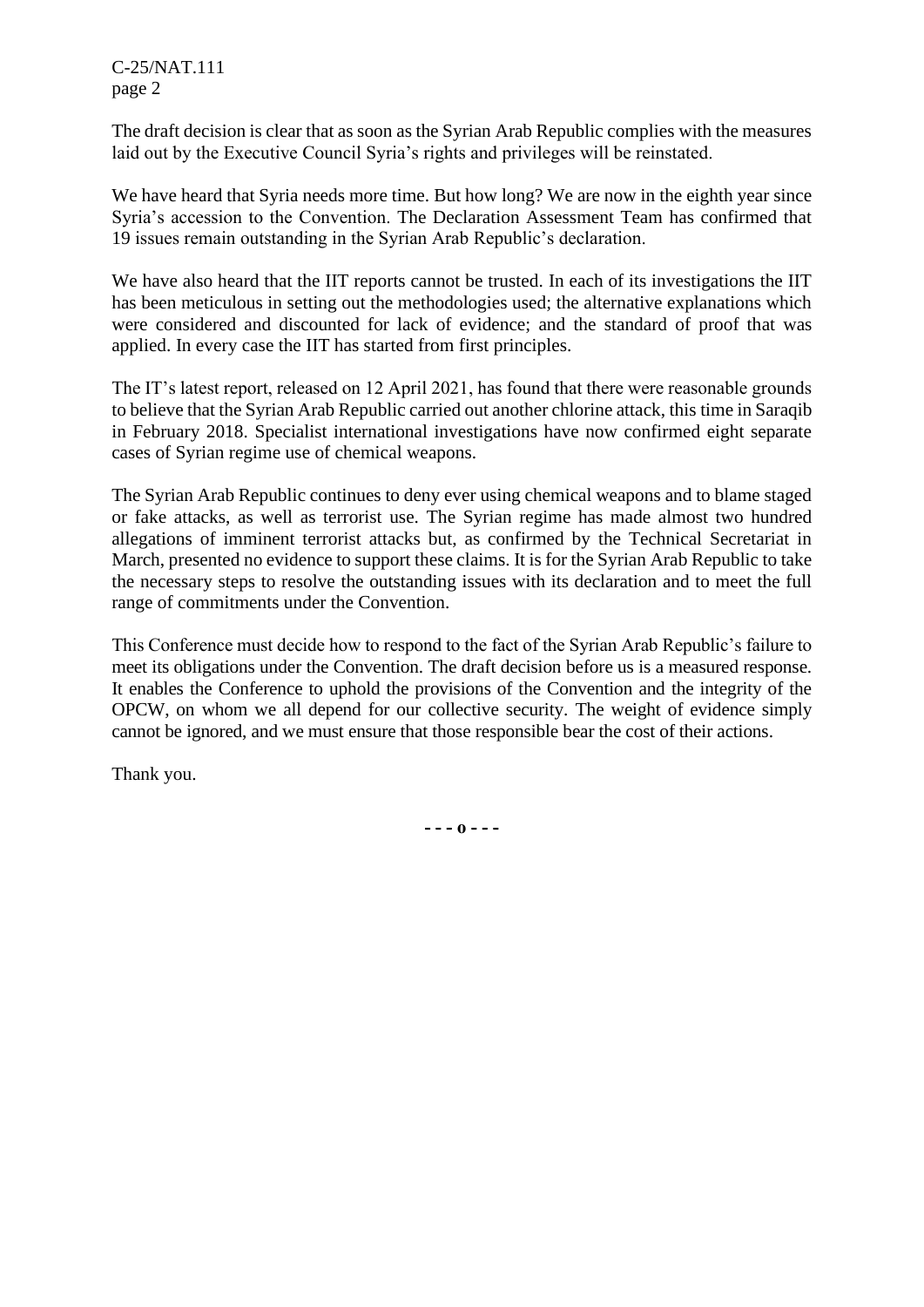The draft decision is clear that as soon as the Syrian Arab Republic complies with the measures laid out by the Executive Council Syria's rights and privileges will be reinstated.

We have heard that Syria needs more time. But how long? We are now in the eighth year since Syria's accession to the Convention. The Declaration Assessment Team has confirmed that 19 issues remain outstanding in the Syrian Arab Republic's declaration.

We have also heard that the IIT reports cannot be trusted. In each of its investigations the IIT has been meticulous in setting out the methodologies used; the alternative explanations which were considered and discounted for lack of evidence; and the standard of proof that was applied. In every case the IIT has started from first principles.

The IT's latest report, released on 12 April 2021, has found that there were reasonable grounds to believe that the Syrian Arab Republic carried out another chlorine attack, this time in Saraqib in February 2018. Specialist international investigations have now confirmed eight separate cases of Syrian regime use of chemical weapons.

The Syrian Arab Republic continues to deny ever using chemical weapons and to blame staged or fake attacks, as well as terrorist use. The Syrian regime has made almost two hundred allegations of imminent terrorist attacks but, as confirmed by the Technical Secretariat in March, presented no evidence to support these claims. It is for the Syrian Arab Republic to take the necessary steps to resolve the outstanding issues with its declaration and to meet the full range of commitments under the Convention.

This Conference must decide how to respond to the fact of the Syrian Arab Republic's failure to meet its obligations under the Convention. The draft decision before us is a measured response. It enables the Conference to uphold the provisions of the Convention and the integrity of the OPCW, on whom we all depend for our collective security. The weight of evidence simply cannot be ignored, and we must ensure that those responsible bear the cost of their actions.

Thank you.

**- - - o - - -**